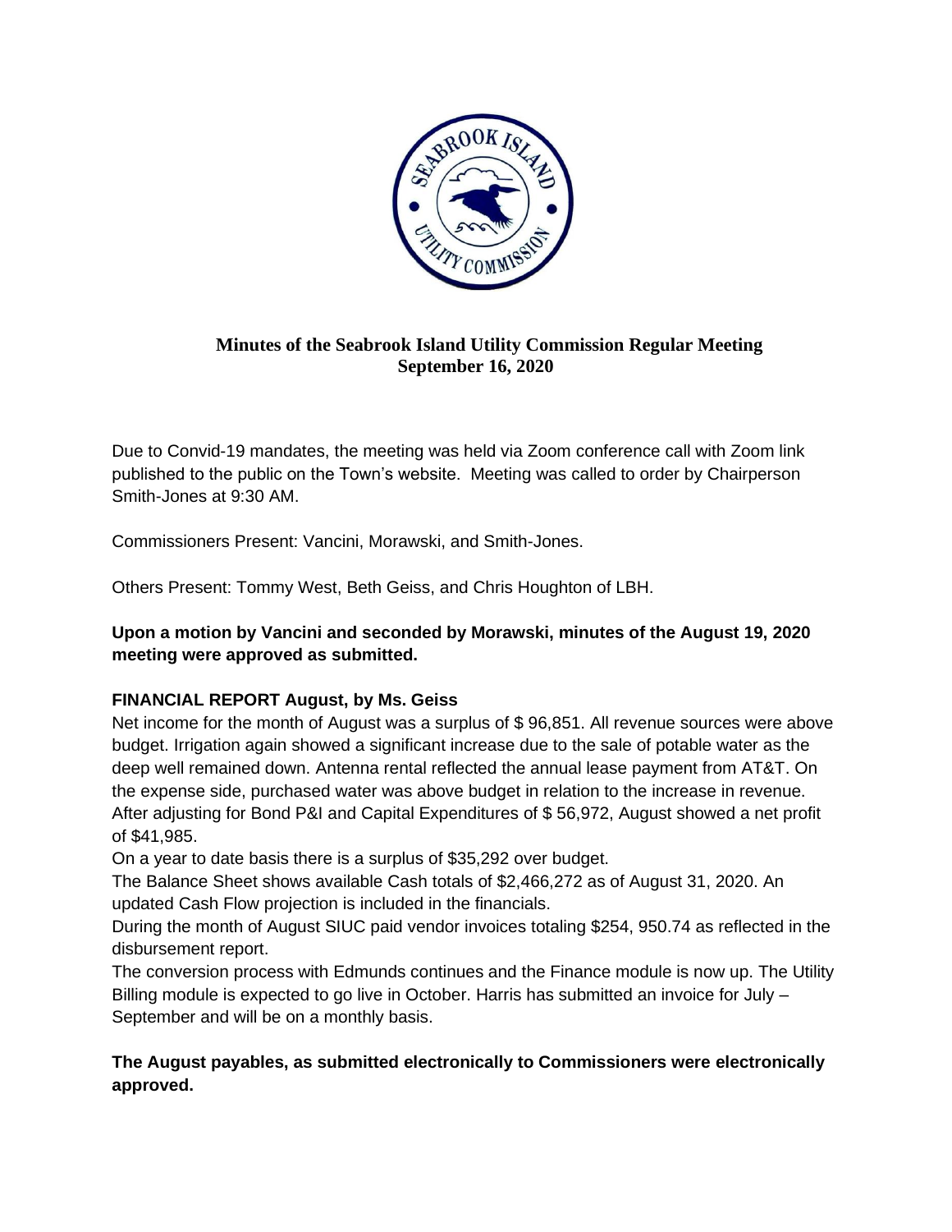# Minutes of the Seabrook Island Utility Commission Regular Meeting
## September 16, 2020

Due to Convid-19 mandates, the meeting was held via Zoom conference call with Zoom link published to the public on the Town's website. Meeting was called to order by Chairperson Smith-Jones at 9:30 AM.

Commissioners Present: Vancini, Morawski, and Smith-Jones.

Others Present: Tommy West, Beth Geiss, and Chris Houghton of LBH.

**Upon a motion by Vancini and seconded by Morawski, minutes of the August 19, 2020 meeting were approved as submitted.**

**FINANCIAL REPORT August, by Ms. Geiss**

Net income for the month of August was a surplus of $ 96,851. All revenue sources were above budget. Irrigation again showed a significant increase due to the sale of potable water as the deep well remained down. Antenna rental reflected the annual lease payment from AT&T. On the expense side, purchased water was above budget in relation to the increase in revenue. After adjusting for Bond P&I and Capital Expenditures of $ 56,972, August showed a net profit of $41,985.

On a year to date basis there is a surplus of $35,292 over budget.

The Balance Sheet shows available Cash totals of $2,466,272 as of August 31, 2020. An updated Cash Flow projection is included in the financials.

During the month of August SIUC paid vendor invoices totaling $254, 950.74 as reflected in the disbursement report.

The conversion process with Edmunds continues and the Finance module is now up. The Utility Billing module is expected to go live in October. Harris has submitted an invoice for July – September and will be on a monthly basis.

**The August payables, as submitted electronically to Commissioners were electronically approved.**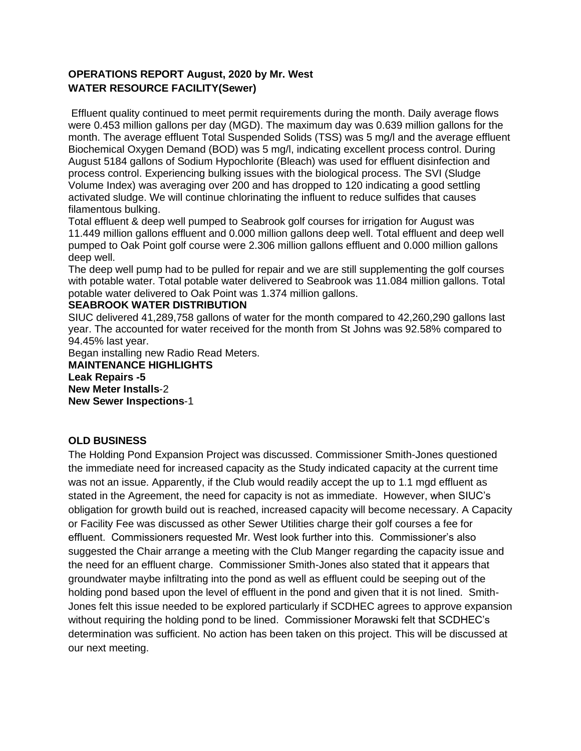**OPERATIONS REPORT August, 2020 by Mr. West**
**WATER RESOURCE FACILITY(Sewer)**

Effluent quality continued to meet permit requirements during the month. Daily average flows were 0.453 million gallons per day (MGD). The maximum day was 0.639 million gallons for the month. The average effluent Total Suspended Solids (TSS) was 5 mg/l and the average effluent Biochemical Oxygen Demand (BOD) was 5 mg/l, indicating excellent process control. During August 5184 gallons of Sodium Hypochlorite (Bleach) was used for effluent disinfection and process control. Experiencing bulking issues with the biological process. The SVI (Sludge Volume Index) was averaging over 200 and has dropped to 120 indicating a good settling activated sludge. We will continue chlorinating the influent to reduce sulfides that causes filamentous bulking.
Total effluent & deep well pumped to Seabrook golf courses for irrigation for August was 11.449 million gallons effluent and 0.000 million gallons deep well. Total effluent and deep well pumped to Oak Point golf course were 2.306 million gallons effluent and 0.000 million gallons deep well.
The deep well pump had to be pulled for repair and we are still supplementing the golf courses with potable water. Total potable water delivered to Seabrook was 11.084 million gallons. Total potable water delivered to Oak Point was 1.374 million gallons.

**SEABROOK WATER DISTRIBUTION**

SIUC delivered 41,289,758 gallons of water for the month compared to 42,260,290 gallons last year. The accounted for water received for the month from St Johns was 92.58% compared to 94.45% last year.
Began installing new Radio Read Meters.

**MAINTENANCE HIGHLIGHTS**
**Leak Repairs -5**
**New Meter Installs**-2
**New Sewer Inspections**-1

**OLD BUSINESS**

The Holding Pond Expansion Project was discussed. Commissioner Smith-Jones questioned the immediate need for increased capacity as the Study indicated capacity at the current time was not an issue. Apparently, if the Club would readily accept the up to 1.1 mgd effluent as stated in the Agreement, the need for capacity is not as immediate. However, when SIUC's obligation for growth build out is reached, increased capacity will become necessary. A Capacity or Facility Fee was discussed as other Sewer Utilities charge their golf courses a fee for effluent. Commissioners requested Mr. West look further into this. Commissioner's also suggested the Chair arrange a meeting with the Club Manger regarding the capacity issue and the need for an effluent charge. Commissioner Smith-Jones also stated that it appears that groundwater maybe infiltrating into the pond as well as effluent could be seeping out of the holding pond based upon the level of effluent in the pond and given that it is not lined. Smith-Jones felt this issue needed to be explored particularly if SCDHEC agrees to approve expansion without requiring the holding pond to be lined. Commissioner Morawski felt that SCDHEC's determination was sufficient. No action has been taken on this project. This will be discussed at our next meeting.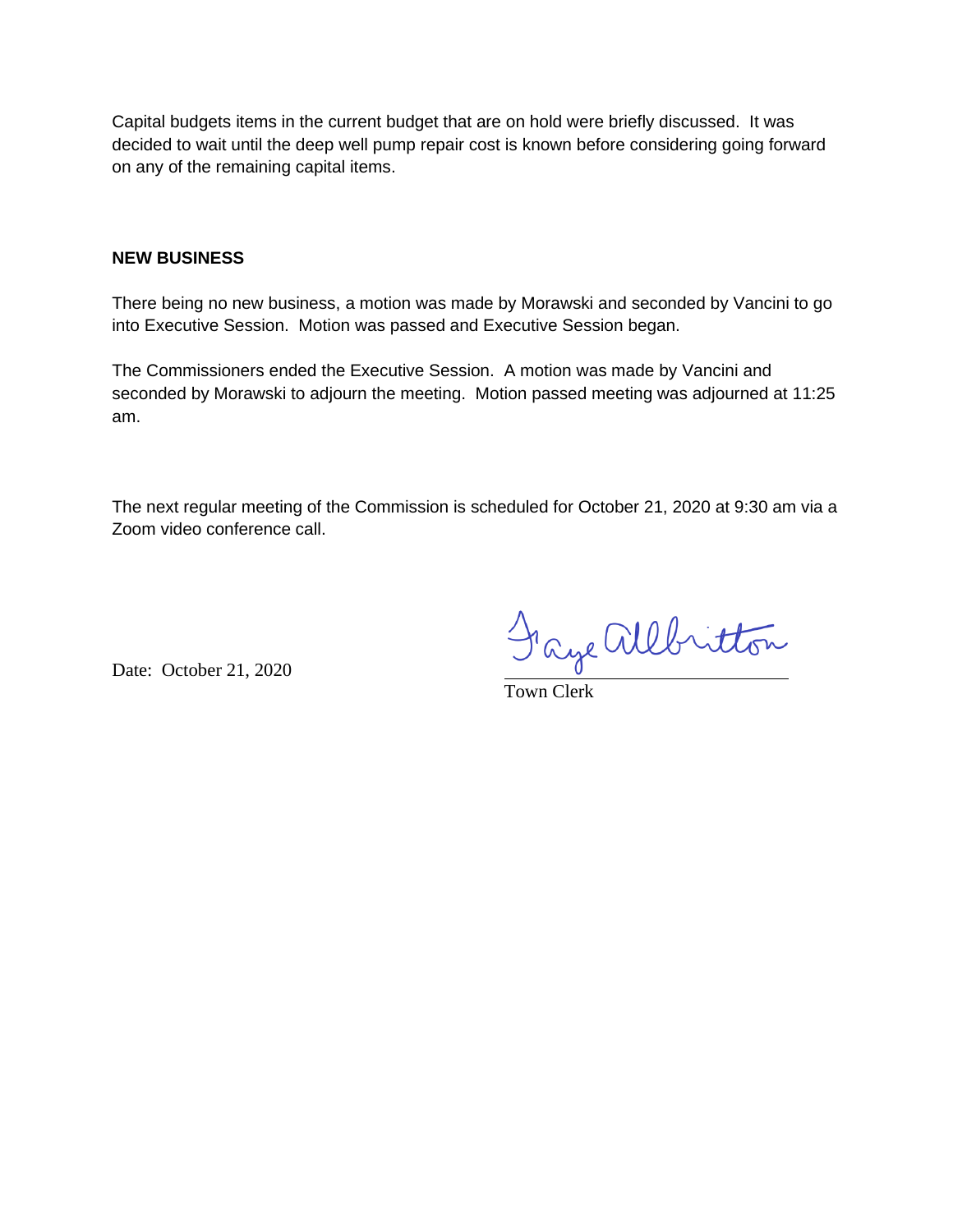Capital budgets items in the current budget that are on hold were briefly discussed. It was decided to wait until the deep well pump repair cost is known before considering going forward on any of the remaining capital items.

## NEW BUSINESS

There being no new business, a motion was made by Morawski and seconded by Vancini to go into Executive Session. Motion was passed and Executive Session began.

The Commissioners ended the Executive Session. A motion was made by Vancini and seconded by Morawski to adjourn the meeting. Motion passed meeting was adjourned at 11:25 am.

The next regular meeting of the Commission is scheduled for October 21, 2020 at 9:30 am via a Zoom video conference call.

Date: October 21, 2020

Faye Allbritton

Town Clerk